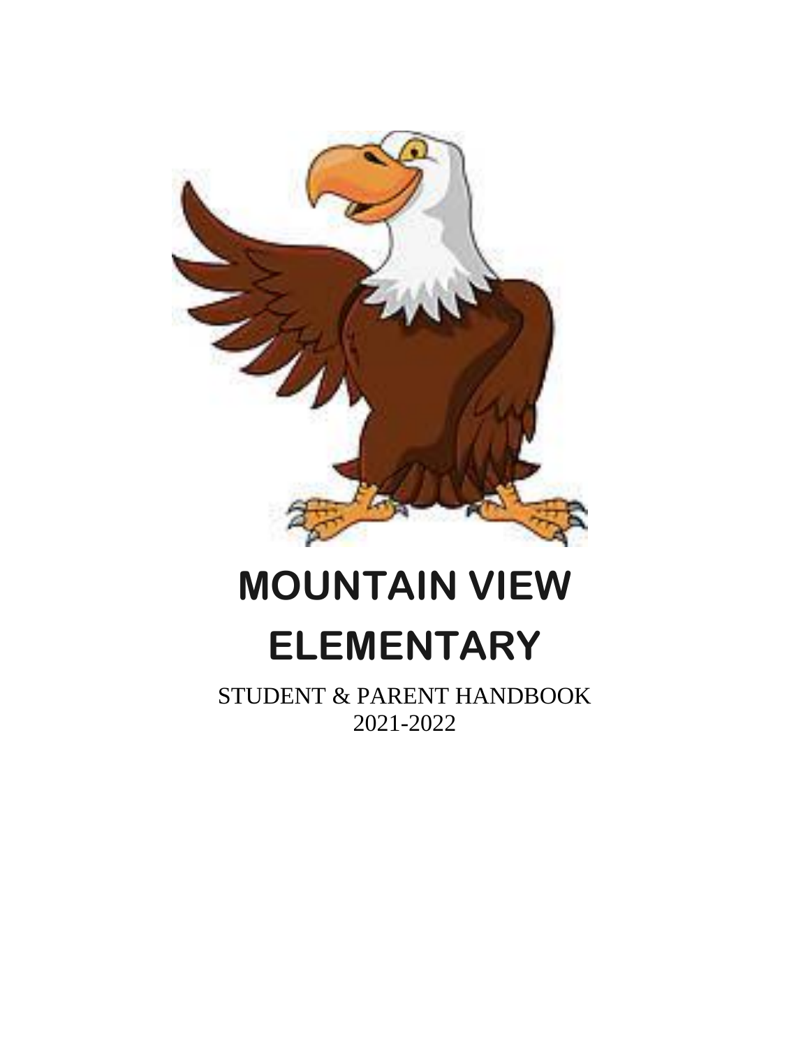# MOUNTAIN VIEW ELEMENTARY

STUDENT & PARENT HANDBOOK
2021-2022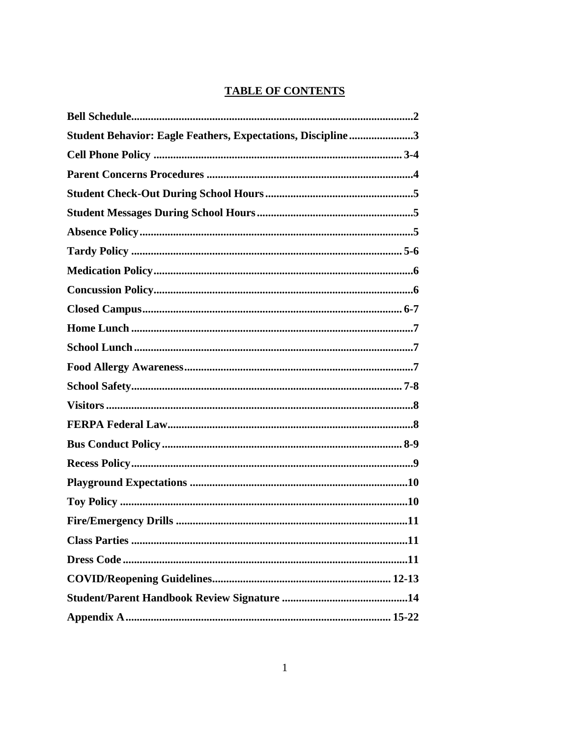## TABLE OF CONTENTS

| | |
|---|---|
| **Bell Schedule** | **2** |
| **Student Behavior: Eagle Feathers, Expectations, Discipline** | **3** |
| **Cell Phone Policy** | **3-4** |
| **Parent Concerns Procedures** | **4** |
| **Student Check-Out During School Hours** | **5** |
| **Student Messages During School Hours** | **5** |
| **Absence Policy** | **5** |
| **Tardy Policy** | **5-6** |
| **Medication Policy** | **6** |
| **Concussion Policy** | **6** |
| **Closed Campus** | **6-7** |
| **Home Lunch** | **7** |
| **School Lunch** | **7** |
| **Food Allergy Awareness** | **7** |
| **School Safety** | **7-8** |
| **Visitors** | **8** |
| **FERPA Federal Law** | **8** |
| **Bus Conduct Policy** | **8-9** |
| **Recess Policy** | **9** |
| **Playground Expectations** | **10** |
| **Toy Policy** | **10** |
| **Fire/Emergency Drills** | **11** |
| **Class Parties** | **11** |
| **Dress Code** | **11** |
| **COVID/Reopening Guidelines** | **12-13** |
| **Student/Parent Handbook Review Signature** | **14** |
| **Appendix A** | **15-22** |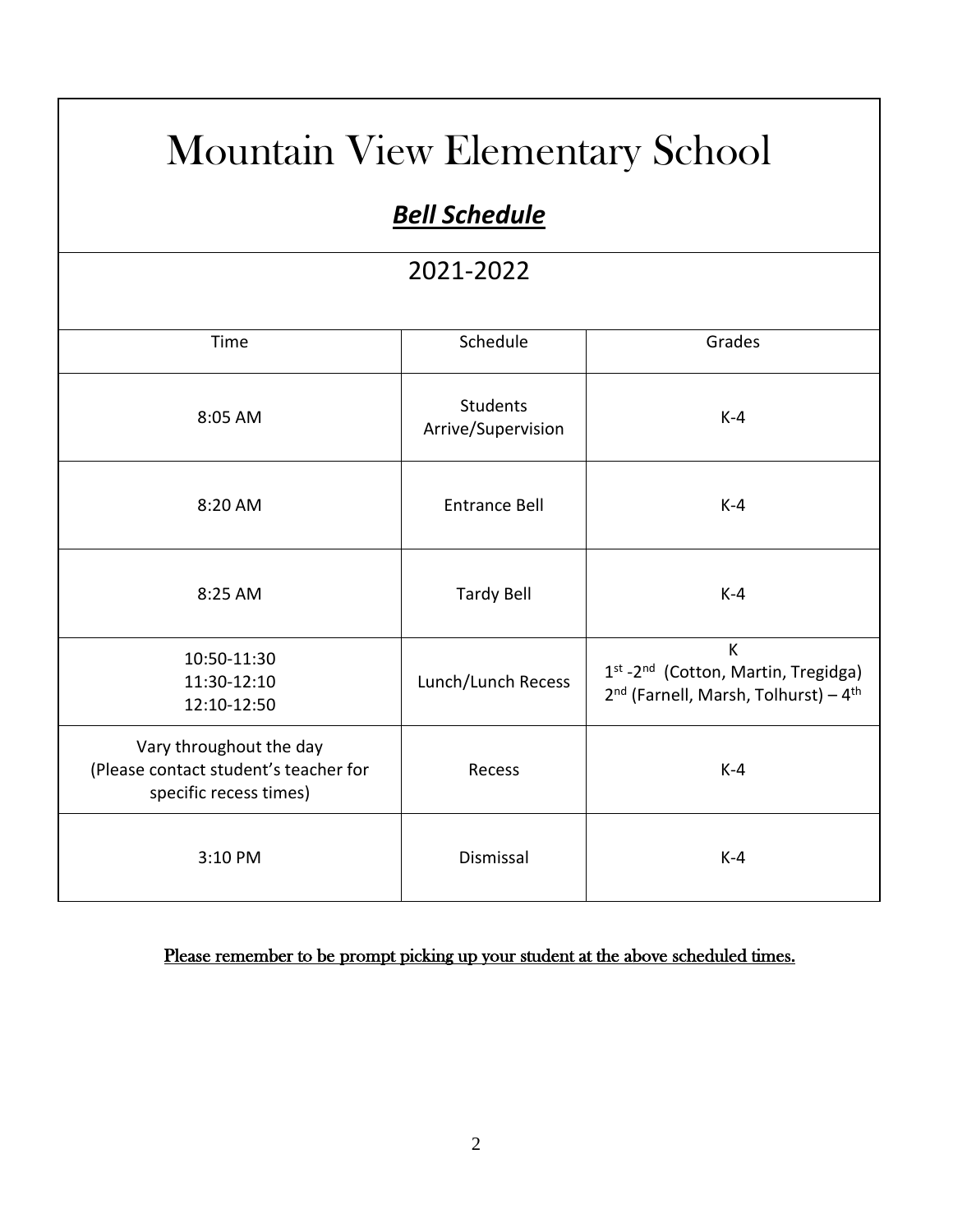# Mountain View Elementary School

## ***Bell Schedule***

2021-2022

| Time | Schedule | Grades |
|---|---|---|
| 8:05 AM | Students Arrive/Supervision | K-4 |
| 8:20 AM | Entrance Bell | K-4 |
| 8:25 AM | Tardy Bell | K-4 |
| 10:50-11:30<br>11:30-12:10<br>12:10-12:50 | Lunch/Lunch Recess | K<br>1st -2nd (Cotton, Martin, Tregidga)<br>2nd (Farnell, Marsh, Tolhurst) – 4th |
| Vary throughout the day (Please contact student's teacher for specific recess times) | Recess | K-4 |
| 3:10 PM | Dismissal | K-4 |

Please remember to be prompt picking up your student at the above scheduled times.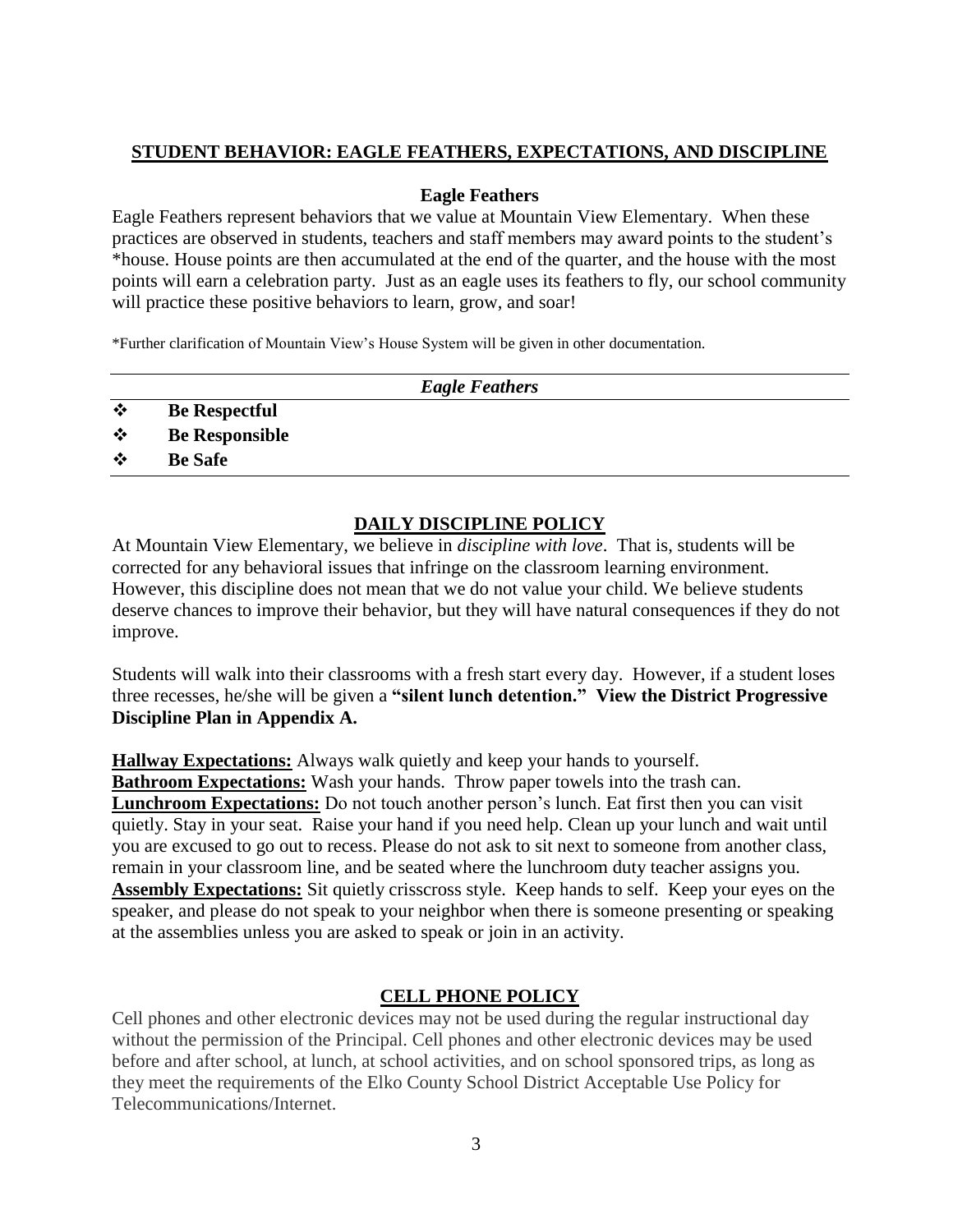## STUDENT BEHAVIOR: EAGLE FEATHERS, EXPECTATIONS, AND DISCIPLINE

### Eagle Feathers

Eagle Feathers represent behaviors that we value at Mountain View Elementary. When these practices are observed in students, teachers and staff members may award points to the student's *house. House points are then accumulated at the end of the quarter, and the house with the most points will earn a celebration party. Just as an eagle uses its feathers to fly, our school community will practice these positive behaviors to learn, grow, and soar!

*Further clarification of Mountain View's House System will be given in other documentation.

| *Eagle Feathers* |
|---|
| ❖ **Be Respectful** |
| ❖ **Be Responsible** |
| ❖ **Be Safe** |

## DAILY DISCIPLINE POLICY

At Mountain View Elementary, we believe in *discipline with love*. That is, students will be corrected for any behavioral issues that infringe on the classroom learning environment. However, this discipline does not mean that we do not value your child. We believe students deserve chances to improve their behavior, but they will have natural consequences if they do not improve.

Students will walk into their classrooms with a fresh start every day. However, if a student loses three recesses, he/she will be given a **"silent lunch detention." View the District Progressive Discipline Plan in Appendix A.**

**Hallway Expectations:** Always walk quietly and keep your hands to yourself.
**Bathroom Expectations:** Wash your hands. Throw paper towels into the trash can.
**Lunchroom Expectations:** Do not touch another person's lunch. Eat first then you can visit quietly. Stay in your seat. Raise your hand if you need help. Clean up your lunch and wait until you are excused to go out to recess. Please do not ask to sit next to someone from another class, remain in your classroom line, and be seated where the lunchroom duty teacher assigns you.
**Assembly Expectations:** Sit quietly crisscross style. Keep hands to self. Keep your eyes on the speaker, and please do not speak to your neighbor when there is someone presenting or speaking at the assemblies unless you are asked to speak or join in an activity.

## CELL PHONE POLICY

Cell phones and other electronic devices may not be used during the regular instructional day without the permission of the Principal. Cell phones and other electronic devices may be used before and after school, at lunch, at school activities, and on school sponsored trips, as long as they meet the requirements of the Elko County School District Acceptable Use Policy for Telecommunications/Internet.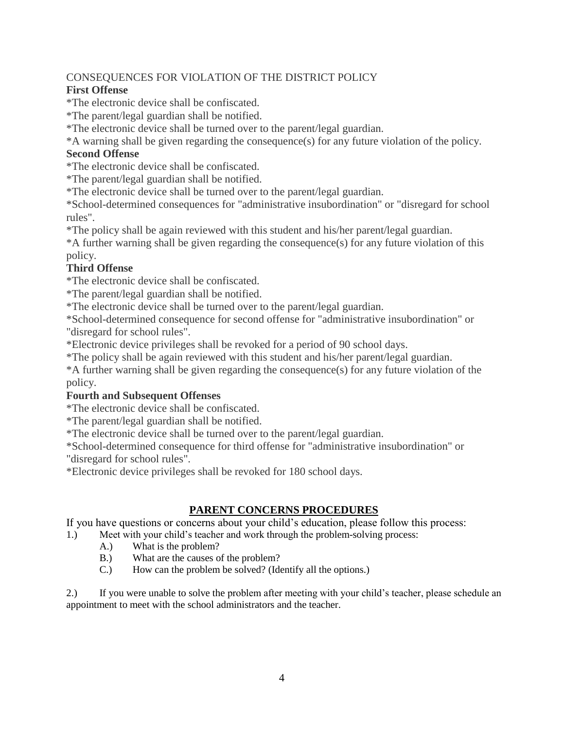CONSEQUENCES FOR VIOLATION OF THE DISTRICT POLICY

**First Offense**

*The electronic device shall be confiscated.

*The parent/legal guardian shall be notified.

*The electronic device shall be turned over to the parent/legal guardian.

*A warning shall be given regarding the consequence(s) for any future violation of the policy.

**Second Offense**

*The electronic device shall be confiscated.

*The parent/legal guardian shall be notified.

*The electronic device shall be turned over to the parent/legal guardian.

*School-determined consequences for "administrative insubordination" or "disregard for school rules".

*The policy shall be again reviewed with this student and his/her parent/legal guardian.

*A further warning shall be given regarding the consequence(s) for any future violation of this policy.

**Third Offense**

*The electronic device shall be confiscated.

*The parent/legal guardian shall be notified.

*The electronic device shall be turned over to the parent/legal guardian.

*School-determined consequence for second offense for "administrative insubordination" or "disregard for school rules".

*Electronic device privileges shall be revoked for a period of 90 school days.

*The policy shall be again reviewed with this student and his/her parent/legal guardian.

*A further warning shall be given regarding the consequence(s) for any future violation of the policy.

**Fourth and Subsequent Offenses**

*The electronic device shall be confiscated.

*The parent/legal guardian shall be notified.

*The electronic device shall be turned over to the parent/legal guardian.

*School-determined consequence for third offense for "administrative insubordination" or "disregard for school rules".

*Electronic device privileges shall be revoked for 180 school days.

## PARENT CONCERNS PROCEDURES

If you have questions or concerns about your child's education, please follow this process:

1.) Meet with your child's teacher and work through the problem-solving process:

   A.) What is the problem?

   B.) What are the causes of the problem?

   C.) How can the problem be solved? (Identify all the options.)

2.) If you were unable to solve the problem after meeting with your child's teacher, please schedule an appointment to meet with the school administrators and the teacher.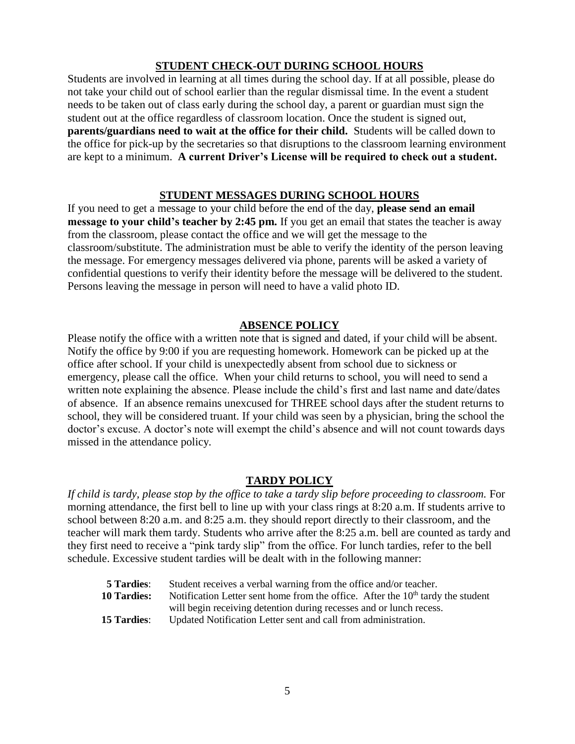## STUDENT CHECK-OUT DURING SCHOOL HOURS

Students are involved in learning at all times during the school day. If at all possible, please do not take your child out of school earlier than the regular dismissal time. In the event a student needs to be taken out of class early during the school day, a parent or guardian must sign the student out at the office regardless of classroom location. Once the student is signed out, **parents/guardians need to wait at the office for their child.** Students will be called down to the office for pick-up by the secretaries so that disruptions to the classroom learning environment are kept to a minimum. **A current Driver's License will be required to check out a student.**

## STUDENT MESSAGES DURING SCHOOL HOURS

If you need to get a message to your child before the end of the day, **please send an email message to your child's teacher by 2:45 pm.** If you get an email that states the teacher is away from the classroom, please contact the office and we will get the message to the classroom/substitute. The administration must be able to verify the identity of the person leaving the message. For emergency messages delivered via phone, parents will be asked a variety of confidential questions to verify their identity before the message will be delivered to the student. Persons leaving the message in person will need to have a valid photo ID.

## ABSENCE POLICY

Please notify the office with a written note that is signed and dated, if your child will be absent. Notify the office by 9:00 if you are requesting homework. Homework can be picked up at the office after school. If your child is unexpectedly absent from school due to sickness or emergency, please call the office. When your child returns to school, you will need to send a written note explaining the absence. Please include the child's first and last name and date/dates of absence. If an absence remains unexcused for THREE school days after the student returns to school, they will be considered truant. If your child was seen by a physician, bring the school the doctor's excuse. A doctor's note will exempt the child's absence and will not count towards days missed in the attendance policy.

## TARDY POLICY

*If child is tardy, please stop by the office to take a tardy slip before proceeding to classroom.* For morning attendance, the first bell to line up with your class rings at 8:20 a.m. If students arrive to school between 8:20 a.m. and 8:25 a.m. they should report directly to their classroom, and the teacher will mark them tardy. Students who arrive after the 8:25 a.m. bell are counted as tardy and they first need to receive a "pink tardy slip" from the office. For lunch tardies, refer to the bell schedule. Excessive student tardies will be dealt with in the following manner:

- **5 Tardies**: Student receives a verbal warning from the office and/or teacher.
- **10 Tardies:** Notification Letter sent home from the office. After the 10th tardy the student will begin receiving detention during recesses and or lunch recess.
- **15 Tardies**: Updated Notification Letter sent and call from administration.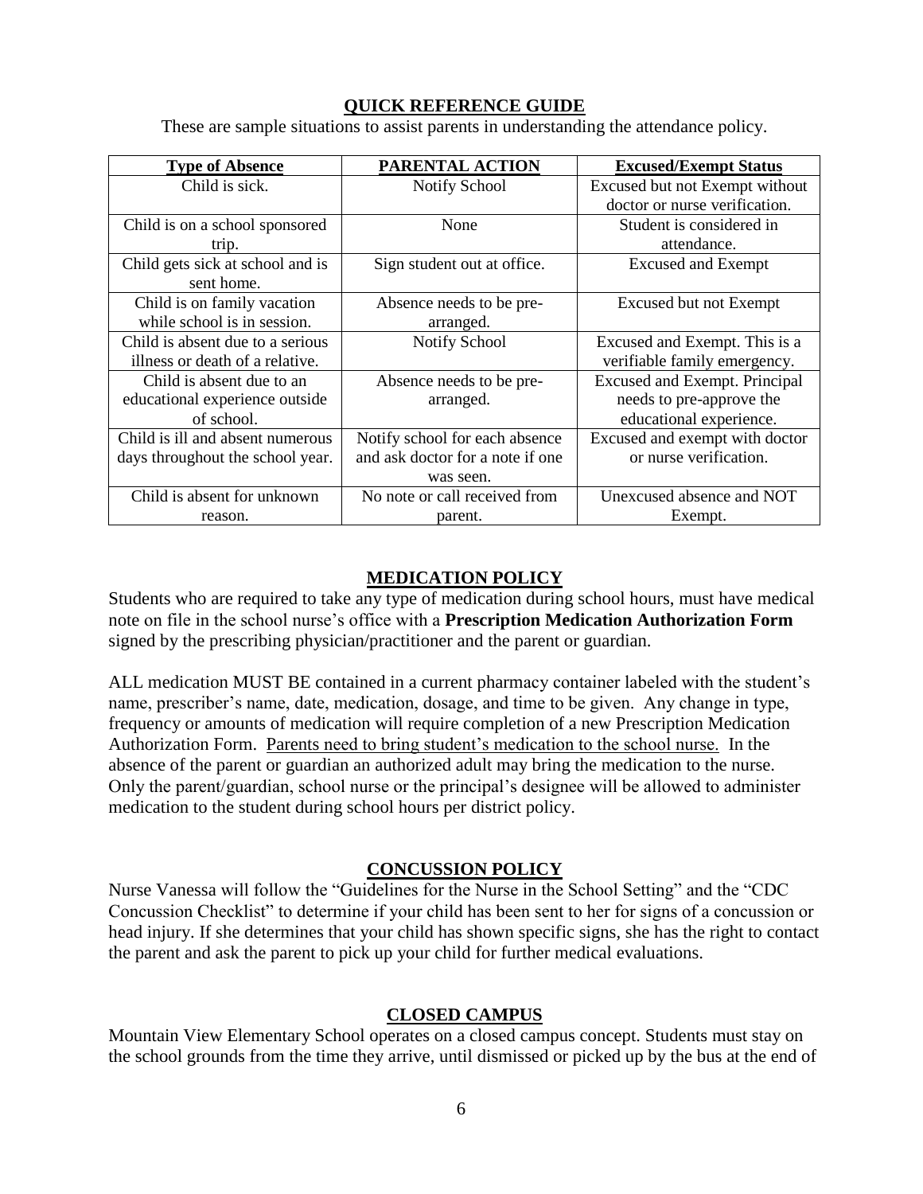## QUICK REFERENCE GUIDE

These are sample situations to assist parents in understanding the attendance policy.

| Type of Absence | PARENTAL ACTION | Excused/Exempt Status |
|---|---|---|
| Child is sick. | Notify School | Excused but not Exempt without doctor or nurse verification. |
| Child is on a school sponsored trip. | None | Student is considered in attendance. |
| Child gets sick at school and is sent home. | Sign student out at office. | Excused and Exempt |
| Child is on family vacation while school is in session. | Absence needs to be pre-arranged. | Excused but not Exempt |
| Child is absent due to a serious illness or death of a relative. | Notify School | Excused and Exempt. This is a verifiable family emergency. |
| Child is absent due to an educational experience outside of school. | Absence needs to be pre-arranged. | Excused and Exempt. Principal needs to pre-approve the educational experience. |
| Child is ill and absent numerous days throughout the school year. | Notify school for each absence and ask doctor for a note if one was seen. | Excused and exempt with doctor or nurse verification. |
| Child is absent for unknown reason. | No note or call received from parent. | Unexcused absence and NOT Exempt. |

## MEDICATION POLICY

Students who are required to take any type of medication during school hours, must have medical note on file in the school nurse's office with a **Prescription Medication Authorization Form** signed by the prescribing physician/practitioner and the parent or guardian.

ALL medication MUST BE contained in a current pharmacy container labeled with the student's name, prescriber's name, date, medication, dosage, and time to be given. Any change in type, frequency or amounts of medication will require completion of a new Prescription Medication Authorization Form. Parents need to bring student's medication to the school nurse. In the absence of the parent or guardian an authorized adult may bring the medication to the nurse. Only the parent/guardian, school nurse or the principal's designee will be allowed to administer medication to the student during school hours per district policy.

## CONCUSSION POLICY

Nurse Vanessa will follow the "Guidelines for the Nurse in the School Setting" and the "CDC Concussion Checklist" to determine if your child has been sent to her for signs of a concussion or head injury. If she determines that your child has shown specific signs, she has the right to contact the parent and ask the parent to pick up your child for further medical evaluations.

## CLOSED CAMPUS

Mountain View Elementary School operates on a closed campus concept. Students must stay on the school grounds from the time they arrive, until dismissed or picked up by the bus at the end of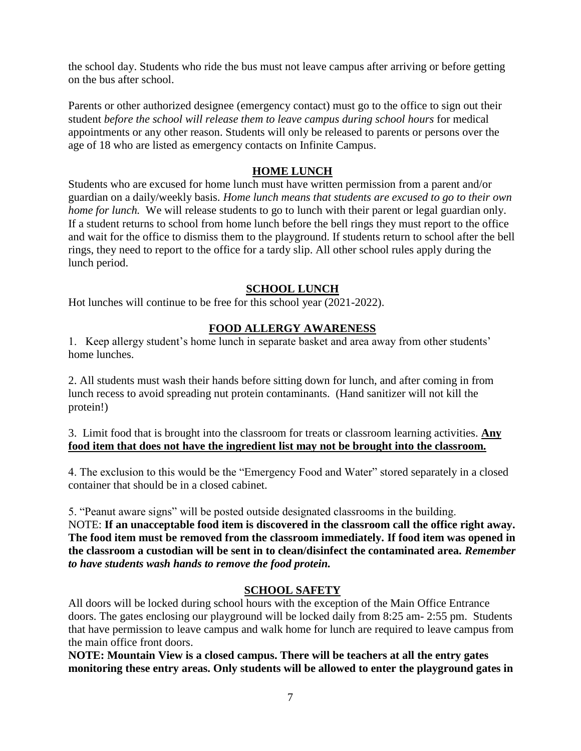the school day. Students who ride the bus must not leave campus after arriving or before getting on the bus after school.

Parents or other authorized designee (emergency contact) must go to the office to sign out their student *before the school will release them to leave campus during school hours* for medical appointments or any other reason. Students will only be released to parents or persons over the age of 18 who are listed as emergency contacts on Infinite Campus.

## HOME LUNCH

Students who are excused for home lunch must have written permission from a parent and/or guardian on a daily/weekly basis. *Home lunch means that students are excused to go to their own home for lunch.* We will release students to go to lunch with their parent or legal guardian only. If a student returns to school from home lunch before the bell rings they must report to the office and wait for the office to dismiss them to the playground. If students return to school after the bell rings, they need to report to the office for a tardy slip. All other school rules apply during the lunch period.

## SCHOOL LUNCH

Hot lunches will continue to be free for this school year (2021-2022).

## FOOD ALLERGY AWARENESS

1. Keep allergy student's home lunch in separate basket and area away from other students' home lunches.

2. All students must wash their hands before sitting down for lunch, and after coming in from lunch recess to avoid spreading nut protein contaminants. (Hand sanitizer will not kill the protein!)

3. Limit food that is brought into the classroom for treats or classroom learning activities. **Any food item that does not have the ingredient list may not be brought into the classroom.**

4. The exclusion to this would be the "Emergency Food and Water" stored separately in a closed container that should be in a closed cabinet.

5. "Peanut aware signs" will be posted outside designated classrooms in the building.
NOTE: **If an unacceptable food item is discovered in the classroom call the office right away. The food item must be removed from the classroom immediately. If food item was opened in the classroom a custodian will be sent in to clean/disinfect the contaminated area.** ***Remember to have students wash hands to remove the food protein.***

## SCHOOL SAFETY

All doors will be locked during school hours with the exception of the Main Office Entrance doors. The gates enclosing our playground will be locked daily from 8:25 am- 2:55 pm. Students that have permission to leave campus and walk home for lunch are required to leave campus from the main office front doors.

**NOTE: Mountain View is a closed campus. There will be teachers at all the entry gates monitoring these entry areas. Only students will be allowed to enter the playground gates in**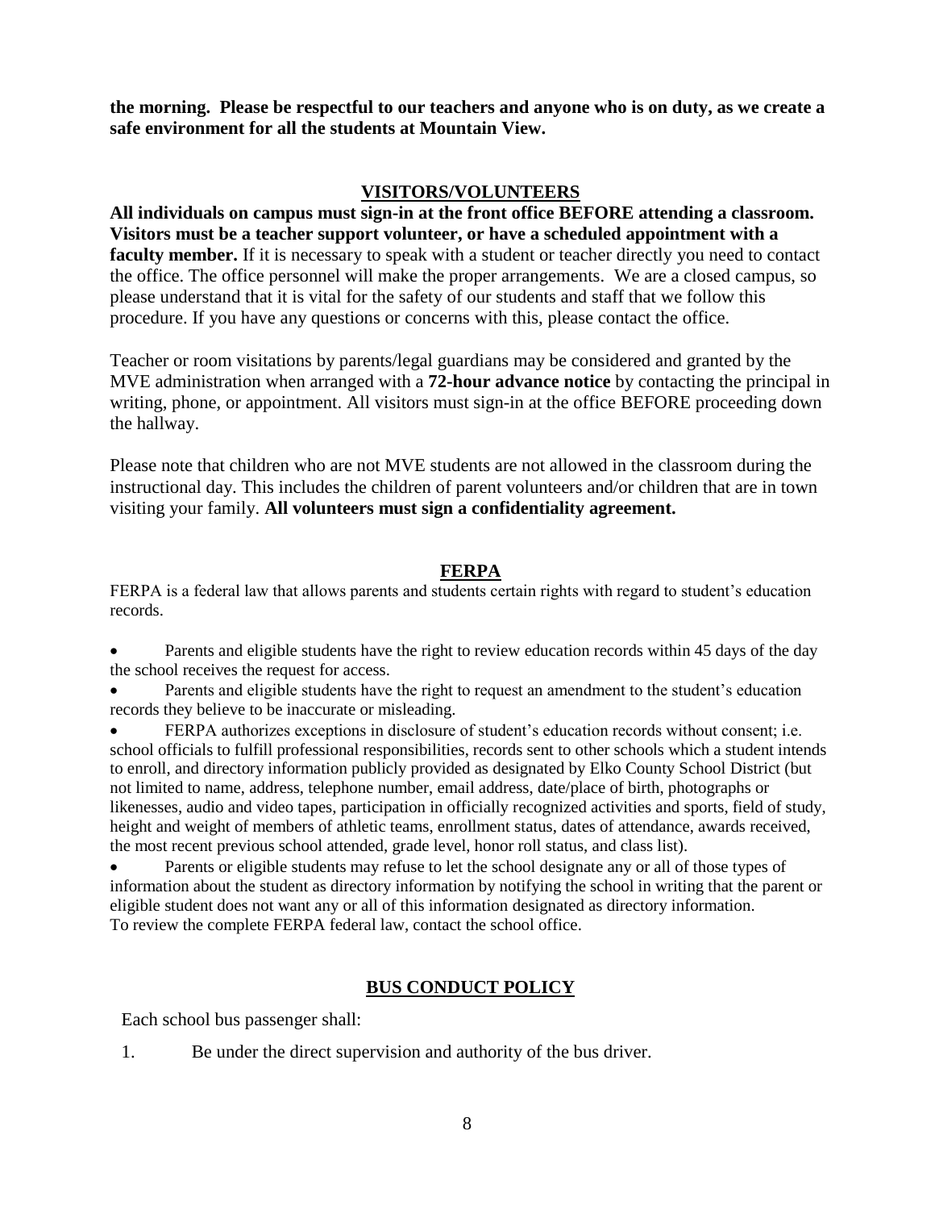**the morning. Please be respectful to our teachers and anyone who is on duty, as we create a safe environment for all the students at Mountain View.**

## VISITORS/VOLUNTEERS

**All individuals on campus must sign-in at the front office BEFORE attending a classroom. Visitors must be a teacher support volunteer, or have a scheduled appointment with a faculty member.** If it is necessary to speak with a student or teacher directly you need to contact the office. The office personnel will make the proper arrangements. We are a closed campus, so please understand that it is vital for the safety of our students and staff that we follow this procedure. If you have any questions or concerns with this, please contact the office.

Teacher or room visitations by parents/legal guardians may be considered and granted by the MVE administration when arranged with a **72-hour advance notice** by contacting the principal in writing, phone, or appointment. All visitors must sign-in at the office BEFORE proceeding down the hallway.

Please note that children who are not MVE students are not allowed in the classroom during the instructional day. This includes the children of parent volunteers and/or children that are in town visiting your family. **All volunteers must sign a confidentiality agreement.**

## FERPA

FERPA is a federal law that allows parents and students certain rights with regard to student's education records.

- Parents and eligible students have the right to review education records within 45 days of the day the school receives the request for access.
- Parents and eligible students have the right to request an amendment to the student's education records they believe to be inaccurate or misleading.
- FERPA authorizes exceptions in disclosure of student's education records without consent; i.e. school officials to fulfill professional responsibilities, records sent to other schools which a student intends to enroll, and directory information publicly provided as designated by Elko County School District (but not limited to name, address, telephone number, email address, date/place of birth, photographs or likenesses, audio and video tapes, participation in officially recognized activities and sports, field of study, height and weight of members of athletic teams, enrollment status, dates of attendance, awards received, the most recent previous school attended, grade level, honor roll status, and class list).
- Parents or eligible students may refuse to let the school designate any or all of those types of information about the student as directory information by notifying the school in writing that the parent or eligible student does not want any or all of this information designated as directory information.

To review the complete FERPA federal law, contact the school office.

## BUS CONDUCT POLICY

Each school bus passenger shall:

1. Be under the direct supervision and authority of the bus driver.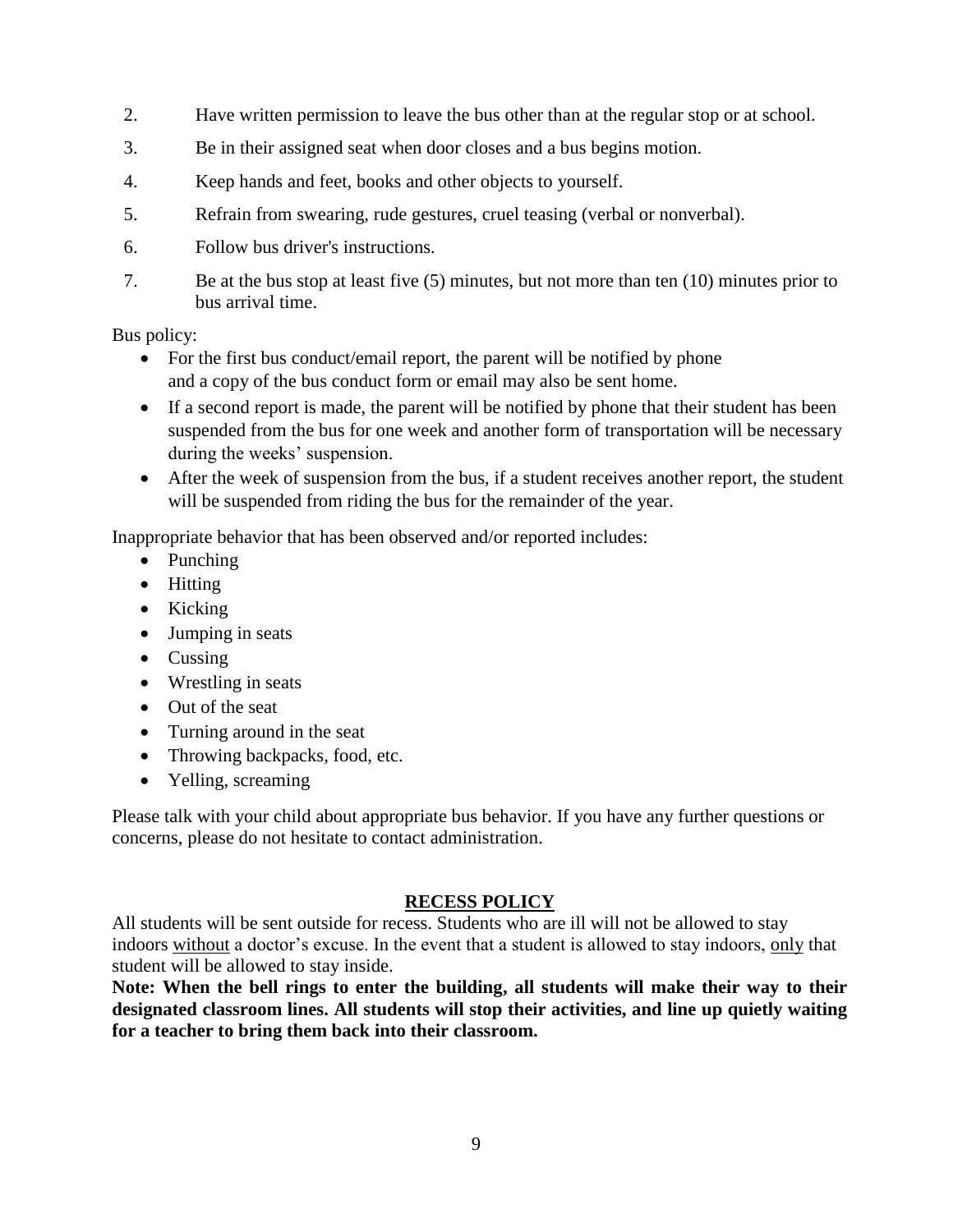2. Have written permission to leave the bus other than at the regular stop or at school.
3. Be in their assigned seat when door closes and a bus begins motion.
4. Keep hands and feet, books and other objects to yourself.
5. Refrain from swearing, rude gestures, cruel teasing (verbal or nonverbal).
6. Follow bus driver's instructions.
7. Be at the bus stop at least five (5) minutes, but not more than ten (10) minutes prior to bus arrival time.

Bus policy:

- For the first bus conduct/email report, the parent will be notified by phone and a copy of the bus conduct form or email may also be sent home.
- If a second report is made, the parent will be notified by phone that their student has been suspended from the bus for one week and another form of transportation will be necessary during the weeks' suspension.
- After the week of suspension from the bus, if a student receives another report, the student will be suspended from riding the bus for the remainder of the year.

Inappropriate behavior that has been observed and/or reported includes:

- Punching
- Hitting
- Kicking
- Jumping in seats
- Cussing
- Wrestling in seats
- Out of the seat
- Turning around in the seat
- Throwing backpacks, food, etc.
- Yelling, screaming

Please talk with your child about appropriate bus behavior. If you have any further questions or concerns, please do not hesitate to contact administration.

## RECESS POLICY

All students will be sent outside for recess. Students who are ill will not be allowed to stay indoors without a doctor's excuse. In the event that a student is allowed to stay indoors, only that student will be allowed to stay inside.

**Note: When the bell rings to enter the building, all students will make their way to their designated classroom lines. All students will stop their activities, and line up quietly waiting for a teacher to bring them back into their classroom.**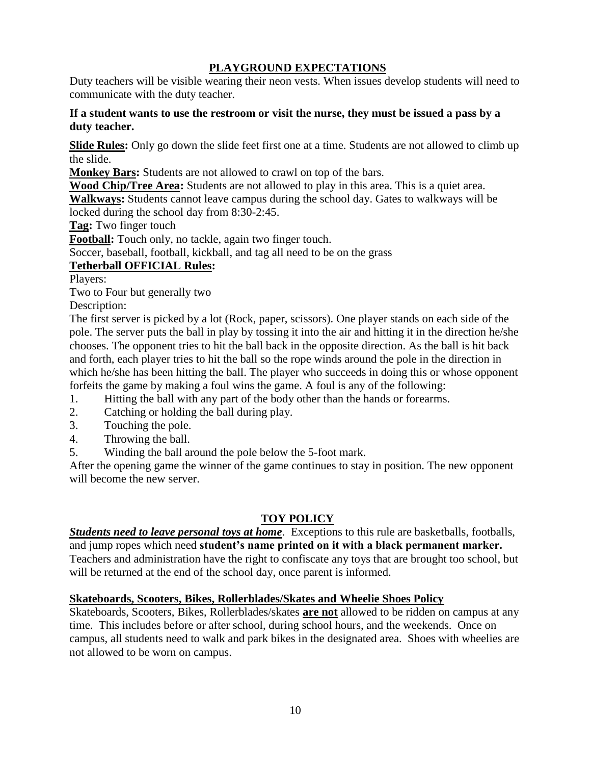## PLAYGROUND EXPECTATIONS

Duty teachers will be visible wearing their neon vests. When issues develop students will need to communicate with the duty teacher.

**If a student wants to use the restroom or visit the nurse, they must be issued a pass by a duty teacher.**

**Slide Rules:** Only go down the slide feet first one at a time. Students are not allowed to climb up the slide.

**Monkey Bars:** Students are not allowed to crawl on top of the bars.

**Wood Chip/Tree Area:** Students are not allowed to play in this area. This is a quiet area.

**Walkways:** Students cannot leave campus during the school day. Gates to walkways will be locked during the school day from 8:30-2:45.

**Tag:** Two finger touch

**Football:** Touch only, no tackle, again two finger touch.

Soccer, baseball, football, kickball, and tag all need to be on the grass

**Tetherball OFFICIAL Rules:**

Players:

Two to Four but generally two

Description:

The first server is picked by a lot (Rock, paper, scissors). One player stands on each side of the pole. The server puts the ball in play by tossing it into the air and hitting it in the direction he/she chooses. The opponent tries to hit the ball back in the opposite direction. As the ball is hit back and forth, each player tries to hit the ball so the rope winds around the pole in the direction in which he/she has been hitting the ball. The player who succeeds in doing this or whose opponent forfeits the game by making a foul wins the game. A foul is any of the following:

1. Hitting the ball with any part of the body other than the hands or forearms.
2. Catching or holding the ball during play.
3. Touching the pole.
4. Throwing the ball.
5. Winding the ball around the pole below the 5-foot mark.

After the opening game the winner of the game continues to stay in position. The new opponent will become the new server.

## TOY POLICY

***Students need to leave personal toys at home***. Exceptions to this rule are basketballs, footballs, and jump ropes which need **student's name printed on it with a black permanent marker.** Teachers and administration have the right to confiscate any toys that are brought too school, but will be returned at the end of the school day, once parent is informed.

### Skateboards, Scooters, Bikes, Rollerblades/Skates and Wheelie Shoes Policy

Skateboards, Scooters, Bikes, Rollerblades/skates **are not** allowed to be ridden on campus at any time. This includes before or after school, during school hours, and the weekends. Once on campus, all students need to walk and park bikes in the designated area. Shoes with wheelies are not allowed to be worn on campus.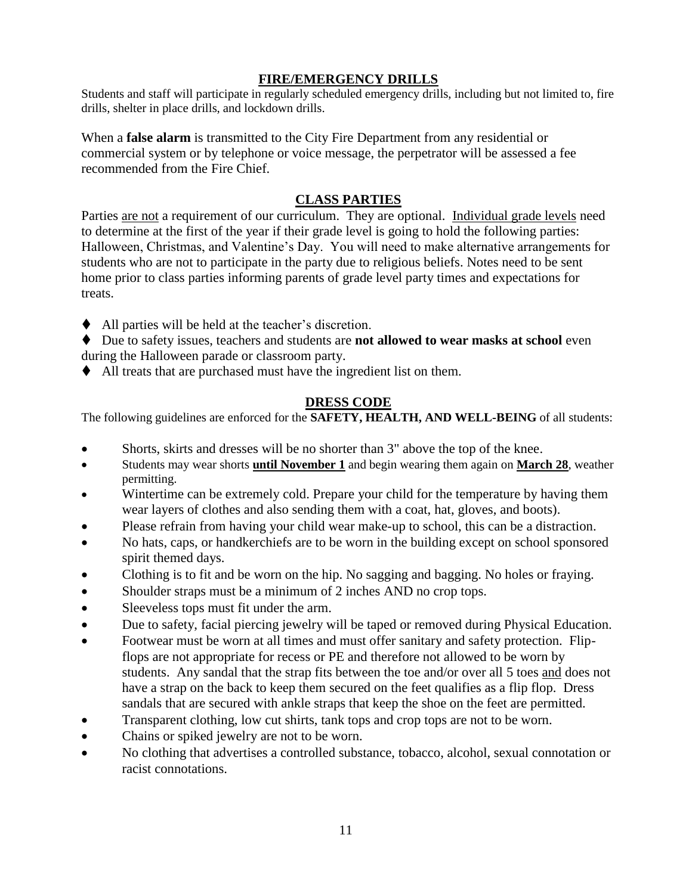## FIRE/EMERGENCY DRILLS

Students and staff will participate in regularly scheduled emergency drills, including but not limited to, fire drills, shelter in place drills, and lockdown drills.

When a **false alarm** is transmitted to the City Fire Department from any residential or commercial system or by telephone or voice message, the perpetrator will be assessed a fee recommended from the Fire Chief.

## CLASS PARTIES

Parties are not a requirement of our curriculum. They are optional. Individual grade levels need to determine at the first of the year if their grade level is going to hold the following parties: Halloween, Christmas, and Valentine's Day. You will need to make alternative arrangements for students who are not to participate in the party due to religious beliefs. Notes need to be sent home prior to class parties informing parents of grade level party times and expectations for treats.

- All parties will be held at the teacher's discretion.
- Due to safety issues, teachers and students are **not allowed to wear masks at school** even during the Halloween parade or classroom party.
- All treats that are purchased must have the ingredient list on them.

## DRESS CODE

The following guidelines are enforced for the **SAFETY, HEALTH, AND WELL-BEING** of all students:

- Shorts, skirts and dresses will be no shorter than 3" above the top of the knee.
- Students may wear shorts **until November 1** and begin wearing them again on **March 28**, weather permitting.
- Wintertime can be extremely cold. Prepare your child for the temperature by having them wear layers of clothes and also sending them with a coat, hat, gloves, and boots).
- Please refrain from having your child wear make-up to school, this can be a distraction.
- No hats, caps, or handkerchiefs are to be worn in the building except on school sponsored spirit themed days.
- Clothing is to fit and be worn on the hip. No sagging and bagging. No holes or fraying.
- Shoulder straps must be a minimum of 2 inches AND no crop tops.
- Sleeveless tops must fit under the arm.
- Due to safety, facial piercing jewelry will be taped or removed during Physical Education.
- Footwear must be worn at all times and must offer sanitary and safety protection. Flip-flops are not appropriate for recess or PE and therefore not allowed to be worn by students. Any sandal that the strap fits between the toe and/or over all 5 toes and does not have a strap on the back to keep them secured on the feet qualifies as a flip flop. Dress sandals that are secured with ankle straps that keep the shoe on the feet are permitted.
- Transparent clothing, low cut shirts, tank tops and crop tops are not to be worn.
- Chains or spiked jewelry are not to be worn.
- No clothing that advertises a controlled substance, tobacco, alcohol, sexual connotation or racist connotations.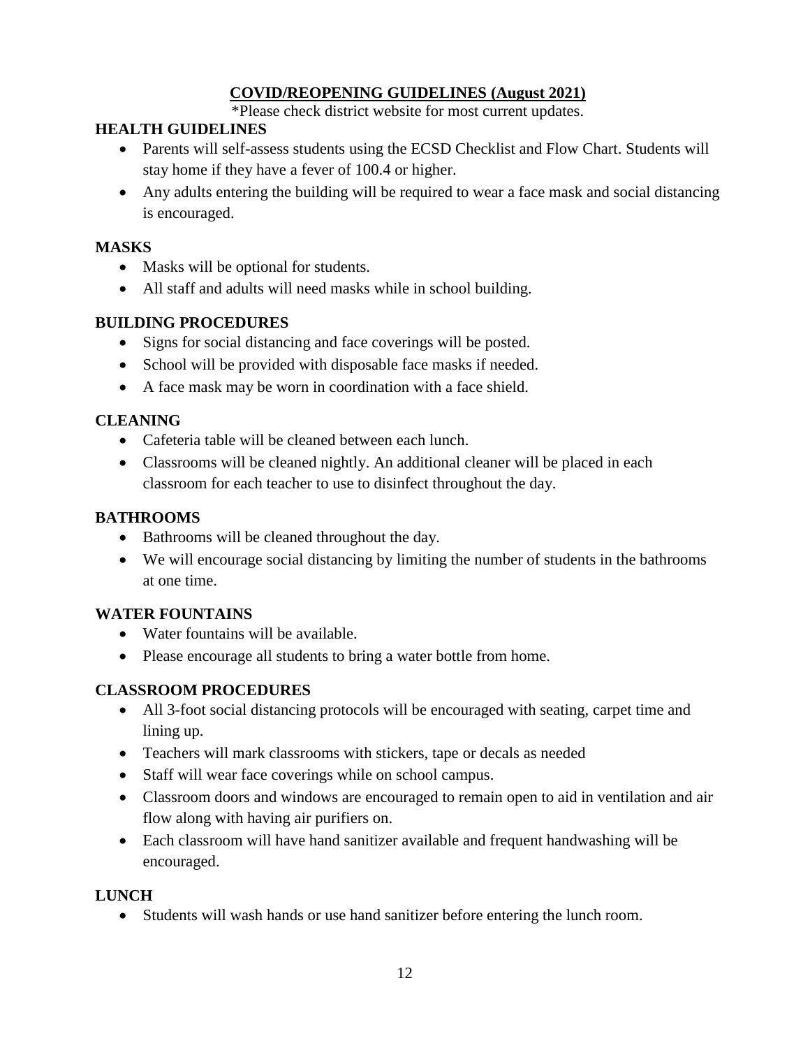## COVID/REOPENING GUIDELINES (August 2021)

*Please check district website for most current updates.

### HEALTH GUIDELINES

- Parents will self-assess students using the ECSD Checklist and Flow Chart. Students will stay home if they have a fever of 100.4 or higher.
- Any adults entering the building will be required to wear a face mask and social distancing is encouraged.

### MASKS

- Masks will be optional for students.
- All staff and adults will need masks while in school building.

### BUILDING PROCEDURES

- Signs for social distancing and face coverings will be posted.
- School will be provided with disposable face masks if needed.
- A face mask may be worn in coordination with a face shield.

### CLEANING

- Cafeteria table will be cleaned between each lunch.
- Classrooms will be cleaned nightly. An additional cleaner will be placed in each classroom for each teacher to use to disinfect throughout the day.

### BATHROOMS

- Bathrooms will be cleaned throughout the day.
- We will encourage social distancing by limiting the number of students in the bathrooms at one time.

### WATER FOUNTAINS

- Water fountains will be available.
- Please encourage all students to bring a water bottle from home.

### CLASSROOM PROCEDURES

- All 3-foot social distancing protocols will be encouraged with seating, carpet time and lining up.
- Teachers will mark classrooms with stickers, tape or decals as needed
- Staff will wear face coverings while on school campus.
- Classroom doors and windows are encouraged to remain open to aid in ventilation and air flow along with having air purifiers on.
- Each classroom will have hand sanitizer available and frequent handwashing will be encouraged.

### LUNCH

- Students will wash hands or use hand sanitizer before entering the lunch room.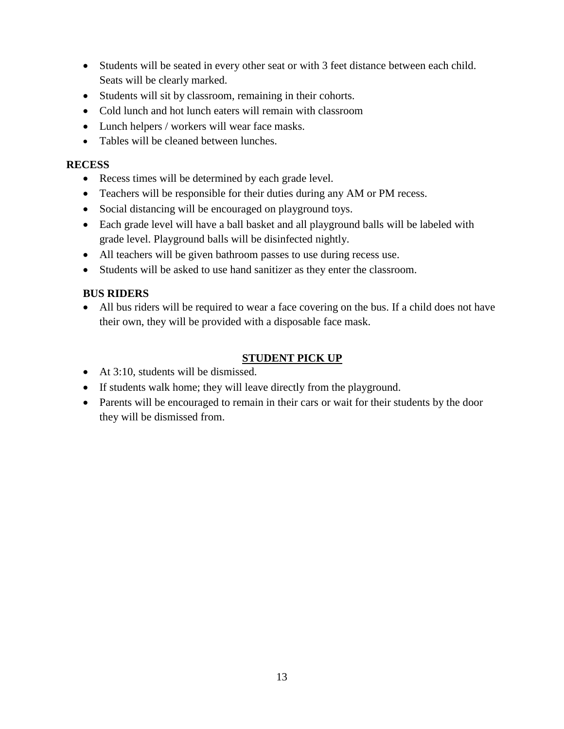- Students will be seated in every other seat or with 3 feet distance between each child. Seats will be clearly marked.
- Students will sit by classroom, remaining in their cohorts.
- Cold lunch and hot lunch eaters will remain with classroom
- Lunch helpers / workers will wear face masks.
- Tables will be cleaned between lunches.

**RECESS**

- Recess times will be determined by each grade level.
- Teachers will be responsible for their duties during any AM or PM recess.
- Social distancing will be encouraged on playground toys.
- Each grade level will have a ball basket and all playground balls will be labeled with grade level. Playground balls will be disinfected nightly.
- All teachers will be given bathroom passes to use during recess use.
- Students will be asked to use hand sanitizer as they enter the classroom.

**BUS RIDERS**

- All bus riders will be required to wear a face covering on the bus. If a child does not have their own, they will be provided with a disposable face mask.

**STUDENT PICK UP**

- At 3:10, students will be dismissed.
- If students walk home; they will leave directly from the playground.
- Parents will be encouraged to remain in their cars or wait for their students by the door they will be dismissed from.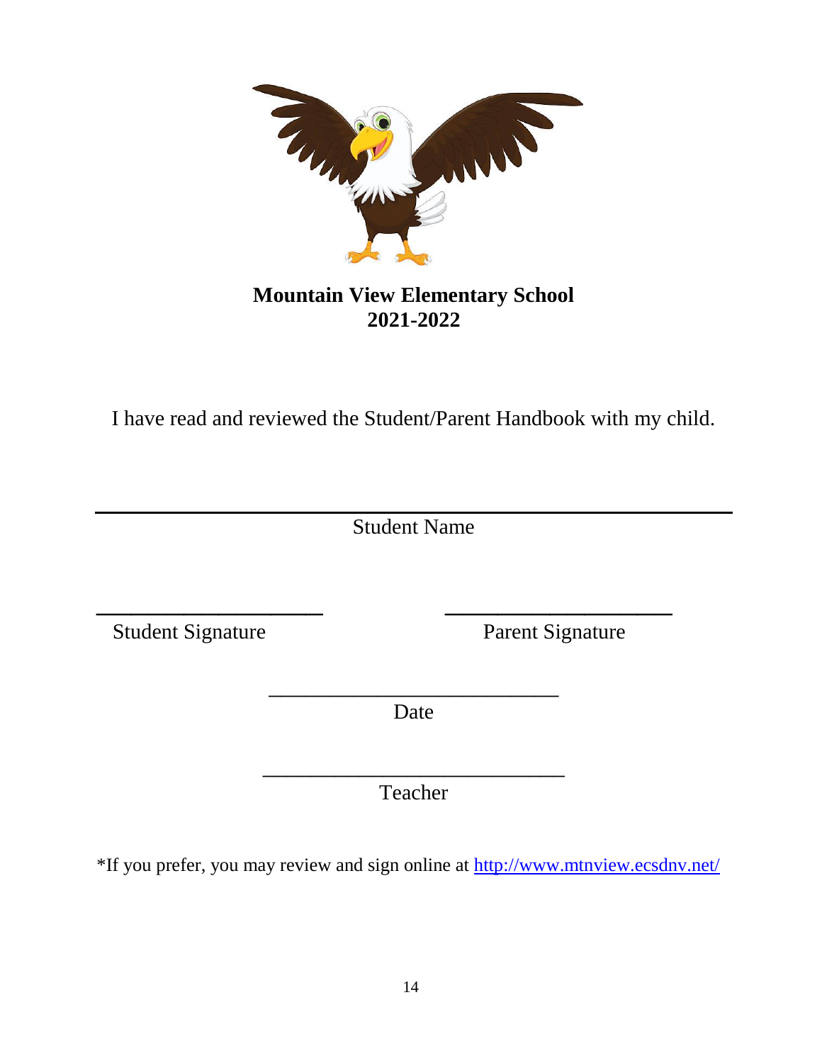**Mountain View Elementary School**
**2021-2022**

I have read and reviewed the Student/Parent Handbook with my child.

\_\_\_\_\_\_\_\_\_\_\_\_\_\_\_\_\_\_\_\_\_\_\_\_\_\_\_\_\_\_\_\_\_\_\_\_\_\_\_\_\_\_\_\_\_\_\_\_\_\_\_\_\_\_

Student Name

\_\_\_\_\_\_\_\_\_\_\_\_\_\_\_\_\_\_\_\_\_\_ \_\_\_\_\_\_\_\_\_\_\_\_\_\_\_\_\_\_\_\_\_\_

Student Signature Parent Signature

\_\_\_\_\_\_\_\_\_\_\_\_\_\_\_\_\_\_\_\_\_\_\_\_\_\_\_\_

Date

\_\_\_\_\_\_\_\_\_\_\_\_\_\_\_\_\_\_\_\_\_\_\_\_\_\_\_\_\_

Teacher

*If you prefer, you may review and sign online at [http://www.mtnview.ecsdnv.net/](http://www.mtnview.ecsdnv.net/)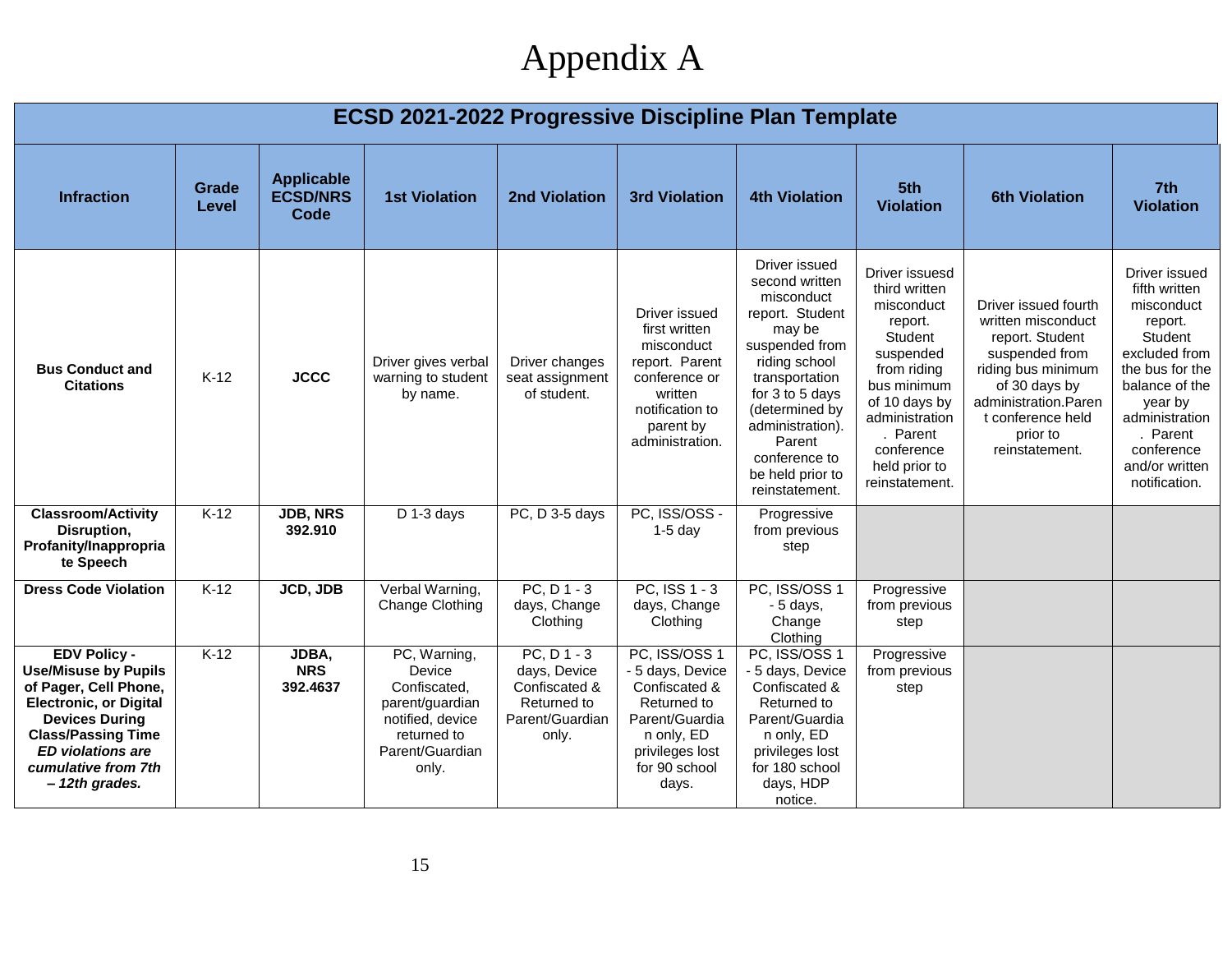# Appendix A

| ECSD 2021-2022 Progressive Discipline Plan Template | | | | | | | | | |
|---|---|---|---|---|---|---|---|---|---|
| **Infraction** | **Grade Level** | **Applicable ECSD/NRS Code** | **1st Violation** | **2nd Violation** | **3rd Violation** | **4th Violation** | **5th Violation** | **6th Violation** | **7th Violation** |
| **Bus Conduct and Citations** | K-12 | **JCCC** | Driver gives verbal warning to student by name. | Driver changes seat assignment of student. | Driver issued first written misconduct report. Parent conference or written notification to parent by administration. | Driver issued second written misconduct report. Student may be suspended from riding school transportation for 3 to 5 days (determined by administration). Parent conference to be held prior to reinstatement. | Driver issuesd third written misconduct report. Student suspended from riding bus minimum of 10 days by administration . Parent conference held prior to reinstatement. | Driver issued fourth written misconduct report. Student suspended from riding bus minimum of 30 days by administration.Parent conference held prior to reinstatement. | Driver issued fifth written misconduct report. Student excluded from the bus for the balance of the year by administration . Parent conference and/or written notification. |
| **Classroom/Activity Disruption, Profanity/Inappropriate Speech** | K-12 | **JDB, NRS 392.910** | D 1-3 days | PC, D 3-5 days | PC, ISS/OSS - 1-5 day | Progressive from previous step | | | |
| **Dress Code Violation** | K-12 | **JCD, JDB** | Verbal Warning, Change Clothing | PC, D 1 - 3 days, Change Clothing | PC, ISS 1 - 3 days, Change Clothing | PC, ISS/OSS 1 - 5 days, Change Clothing | Progressive from previous step | | |
| **EDV Policy - Use/Misuse by Pupils of Pager, Cell Phone, Electronic, or Digital Devices During Class/Passing Time** ***ED violations are cumulative from 7th – 12th grades.*** | K-12 | **JDBA, NRS 392.4637** | PC, Warning, Device Confiscated, parent/guardian notified, device returned to Parent/Guardian only. | PC, D 1 - 3 days, Device Confiscated & Returned to Parent/Guardian only. | PC, ISS/OSS 1 - 5 days, Device Confiscated & Returned to Parent/Guardian only, ED privileges lost for 90 school days. | PC, ISS/OSS 1 - 5 days, Device Confiscated & Returned to Parent/Guardian only, ED privileges lost for 180 school days, HDP notice. | Progressive from previous step | | |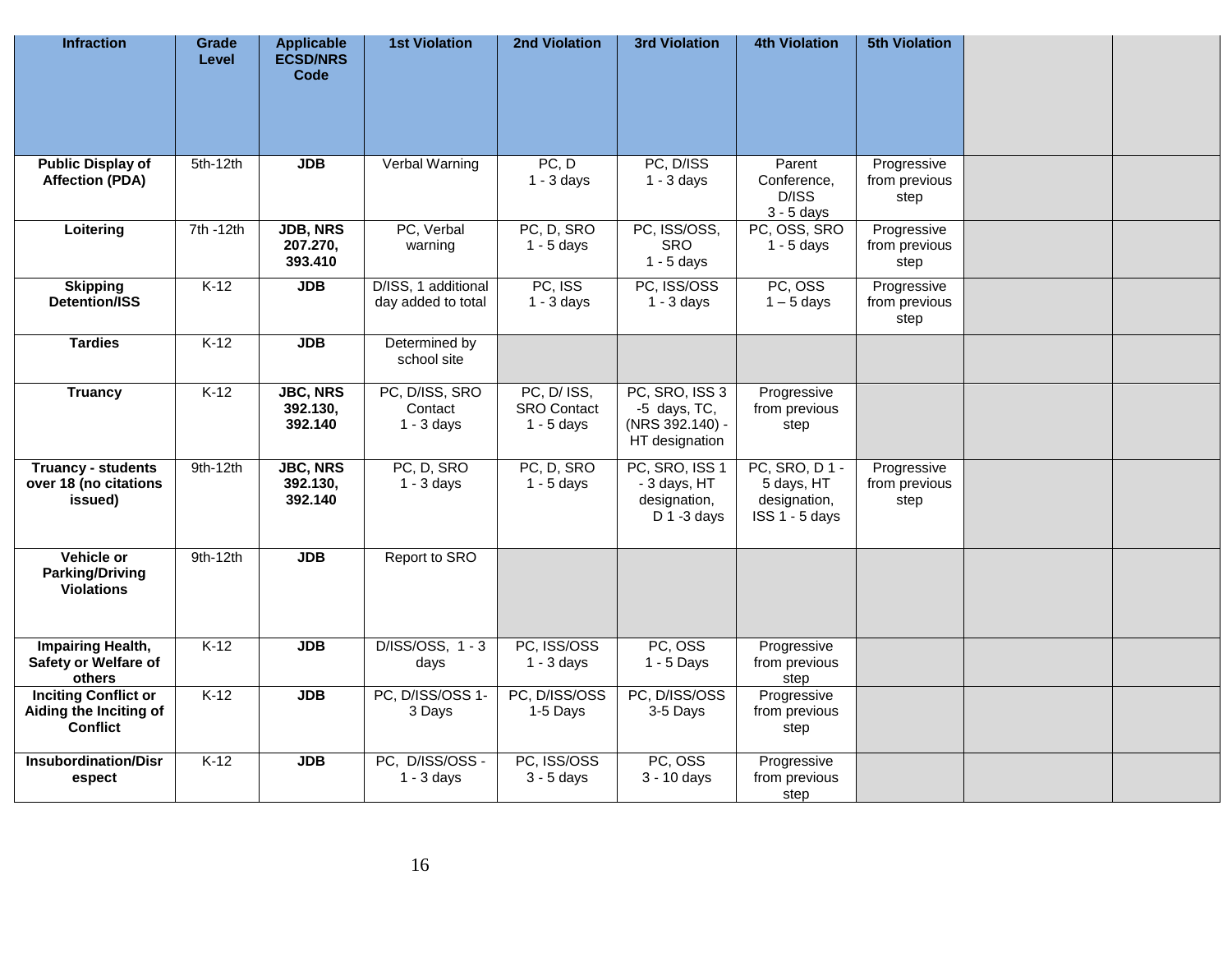| Infraction | Grade Level | Applicable ECSD/NRS Code | 1st Violation | 2nd Violation | 3rd Violation | 4th Violation | 5th Violation | | |
|---|---|---|---|---|---|---|---|---|---|
| **Public Display of Affection (PDA)** | 5th-12th | **JDB** | Verbal Warning | PC, D 1 - 3 days | PC, D/ISS 1 - 3 days | Parent Conference, D/ISS 3 - 5 days | Progressive from previous step | | |
| **Loitering** | 7th -12th | **JDB, NRS 207.270, 393.410** | PC, Verbal warning | PC, D, SRO 1 - 5 days | PC, ISS/OSS, SRO 1 - 5 days | PC, OSS, SRO 1 - 5 days | Progressive from previous step | | |
| **Skipping Detention/ISS** | K-12 | **JDB** | D/ISS, 1 additional day added to total | PC, ISS 1 - 3 days | PC, ISS/OSS 1 - 3 days | PC, OSS 1 – 5 days | Progressive from previous step | | |
| **Tardies** | K-12 | **JDB** | Determined by school site | | | | | | |
| **Truancy** | K-12 | **JBC, NRS 392.130, 392.140** | PC, D/ISS, SRO Contact 1 - 3 days | PC, D/ ISS, SRO Contact 1 - 5 days | PC, SRO, ISS 3 -5 days, TC, (NRS 392.140) - HT designation | Progressive from previous step | | | |
| **Truancy - students over 18 (no citations issued)** | 9th-12th | **JBC, NRS 392.130, 392.140** | PC, D, SRO 1 - 3 days | PC, D, SRO 1 - 5 days | PC, SRO, ISS 1 - 3 days, HT designation, D 1 -3 days | PC, SRO, D 1 - 5 days, HT designation, ISS 1 - 5 days | Progressive from previous step | | |
| **Vehicle or Parking/Driving Violations** | 9th-12th | **JDB** | Report to SRO | | | | | | |
| **Impairing Health, Safety or Welfare of others** | K-12 | **JDB** | D/ISS/OSS, 1 - 3 days | PC, ISS/OSS 1 - 3 days | PC, OSS 1 - 5 Days | Progressive from previous step | | | |
| **Inciting Conflict or Aiding the Inciting of Conflict** | K-12 | **JDB** | PC, D/ISS/OSS 1-3 Days | PC, D/ISS/OSS 1-5 Days | PC, D/ISS/OSS 3-5 Days | Progressive from previous step | | | |
| **Insubordination/Disrespect** | K-12 | **JDB** | PC, D/ISS/OSS - 1 - 3 days | PC, ISS/OSS 3 - 5 days | PC, OSS 3 - 10 days | Progressive from previous step | | | |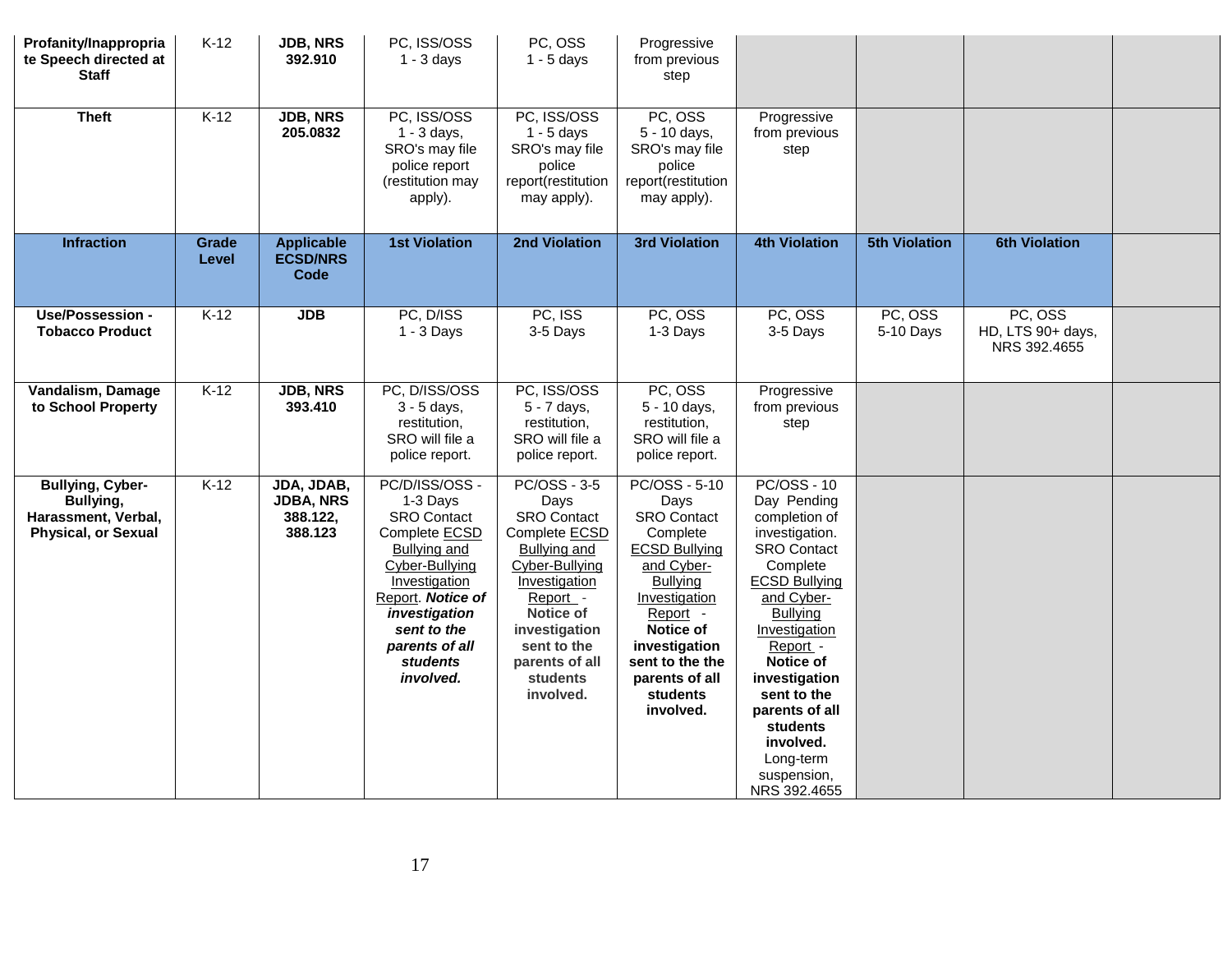| **Profanity/Inappropriate Speech directed at Staff** | K-12 | **JDB, NRS 392.910** | PC, ISS/OSS 1 - 3 days | PC, OSS 1 - 5 days | Progressive from previous step | | | | |
|---|---|---|---|---|---|---|---|---|---|
| **Theft** | K-12 | **JDB, NRS 205.0832** | PC, ISS/OSS 1 - 3 days, SRO's may file police report (restitution may apply). | PC, ISS/OSS 1 - 5 days SRO's may file police report(restitution may apply). | PC, OSS 5 - 10 days, SRO's may file police report(restitution may apply). | Progressive from previous step | | | |
| **Infraction** | **Grade Level** | **Applicable ECSD/NRS Code** | **1st Violation** | **2nd Violation** | **3rd Violation** | **4th Violation** | **5th Violation** | **6th Violation** | |
| **Use/Possession - Tobacco Product** | K-12 | **JDB** | PC, D/ISS 1 - 3 Days | PC, ISS 3-5 Days | PC, OSS 1-3 Days | PC, OSS 3-5 Days | PC, OSS 5-10 Days | PC, OSS HD, LTS 90+ days, NRS 392.4655 | |
| **Vandalism, Damage to School Property** | K-12 | **JDB, NRS 393.410** | PC, D/ISS/OSS 3 - 5 days, restitution, SRO will file a police report. | PC, ISS/OSS 5 - 7 days, restitution, SRO will file a police report. | PC, OSS 5 - 10 days, restitution, SRO will file a police report. | Progressive from previous step | | | |
| **Bullying, Cyber-Bullying, Harassment, Verbal, Physical, or Sexual** | K-12 | **JDA, JDAB, JDBA, NRS 388.122, 388.123** | PC/D/ISS/OSS - 1-3 Days SRO Contact Complete ECSD Bullying and Cyber-Bullying Investigation Report. ***Notice of investigation sent to the parents of all students involved.*** | PC/OSS - 3-5 Days SRO Contact Complete ECSD Bullying and Cyber-Bullying Investigation Report - **Notice of investigation sent to the parents of all students involved.** | PC/OSS - 5-10 Days SRO Contact Complete ECSD Bullying and Cyber-Bullying Investigation Report - **Notice of investigation sent to the the parents of all students involved.** | PC/OSS - 10 Day Pending completion of investigation. SRO Contact Complete ECSD Bullying and Cyber-Bullying Investigation Report - **Notice of investigation sent to the parents of all students involved.** Long-term suspension, NRS 392.4655 | | | |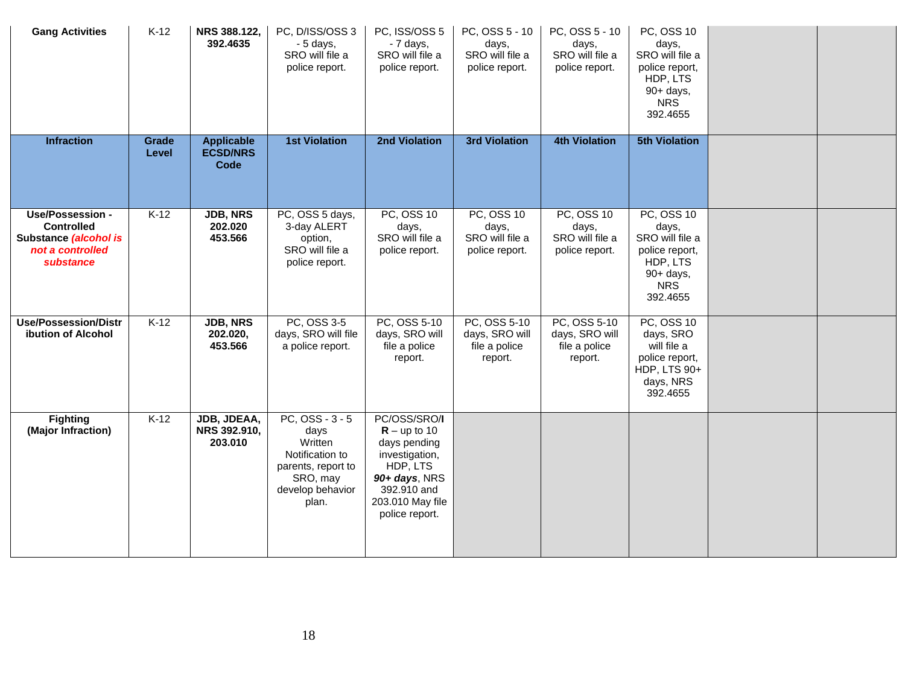| **Gang Activities** | K-12 | **NRS 388.122, 392.4635** | PC, D/ISS/OSS 3 - 5 days, SRO will file a police report. | PC, ISS/OSS 5 - 7 days, SRO will file a police report. | PC, OSS 5 - 10 days, SRO will file a police report. | PC, OSS 5 - 10 days, SRO will file a police report. | PC, OSS 10 days, SRO will file a police report, HDP, LTS 90+ days, NRS 392.4655 | | |
|---|---|---|---|---|---|---|---|---|---|
| **Infraction** | **Grade Level** | **Applicable ECSD/NRS Code** | **1st Violation** | **2nd Violation** | **3rd Violation** | **4th Violation** | **5th Violation** | | |
| **Use/Possession - Controlled Substance *(alcohol is not a controlled substance*** | K-12 | **JDB, NRS 202.020 453.566** | PC, OSS 5 days, 3-day ALERT option, SRO will file a police report. | PC, OSS 10 days, SRO will file a police report. | PC, OSS 10 days, SRO will file a police report. | PC, OSS 10 days, SRO will file a police report. | PC, OSS 10 days, SRO will file a police report, HDP, LTS 90+ days, NRS 392.4655 | | |
| **Use/Possession/Distribution of Alcohol** | K-12 | **JDB, NRS 202.020, 453.566** | PC, OSS 3-5 days, SRO will file a police report. | PC, OSS 5-10 days, SRO will file a police report. | PC, OSS 5-10 days, SRO will file a police report. | PC, OSS 5-10 days, SRO will file a police report. | PC, OSS 10 days, SRO will file a police report, HDP, LTS 90+ days, NRS 392.4655 | | |
| **Fighting (Major Infraction)** | K-12 | **JDB, JDEAA, NRS 392.910, 203.010** | PC, OSS - 3 - 5 days Written Notification to parents, report to SRO, may develop behavior plan. | PC/OSS/SRO/**IR** – up to 10 days pending investigation, HDP, LTS ***90+ days***, NRS 392.910 and 203.010 May file police report. | | | | | |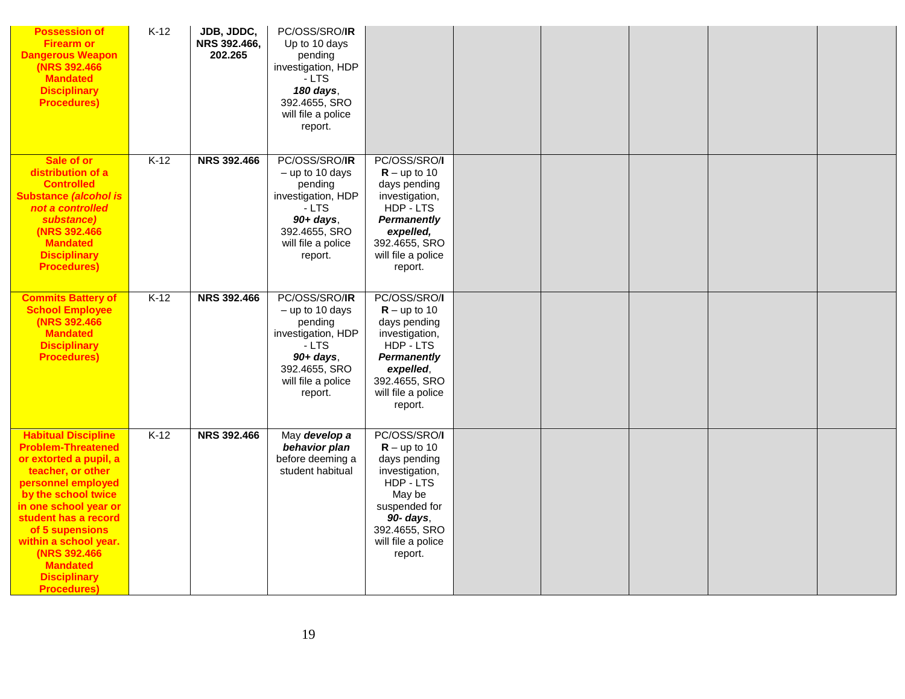| | | | | | | | | | |
|---|---|---|---|---|---|---|---|---|---|
| **Possession of Firearm or Dangerous Weapon (NRS 392.466 Mandated Disciplinary Procedures)** | K-12 | **JDB, JDDC, NRS 392.466, 202.265** | PC/OSS/SRO/**IR** Up to 10 days pending investigation, HDP - LTS ***180 days***, 392.4655, SRO will file a police report. | | | | | | |
| **Sale of or distribution of a Controlled Substance *(alcohol is not a controlled substance)* (NRS 392.466 Mandated Disciplinary Procedures)** | K-12 | **NRS 392.466** | PC/OSS/SRO/**IR** – up to 10 days pending investigation, HDP - LTS ***90+ days***, 392.4655, SRO will file a police report. | PC/OSS/SRO/**IR** – up to 10 days pending investigation, HDP - LTS ***Permanently expelled,*** 392.4655, SRO will file a police report. | | | | | |
| **Commits Battery of School Employee (NRS 392.466 Mandated Disciplinary Procedures)** | K-12 | **NRS 392.466** | PC/OSS/SRO/**IR** – up to 10 days pending investigation, HDP - LTS ***90+ days***, 392.4655, SRO will file a police report. | PC/OSS/SRO/**IR** – up to 10 days pending investigation, HDP - LTS ***Permanently expelled***, 392.4655, SRO will file a police report. | | | | | |
| **Habitual Discipline Problem-Threatened or extorted a pupil, a teacher, or other personnel employed by the school twice in one school year or student has a record of 5 supensions within a school year. (NRS 392.466 Mandated Disciplinary Procedures)** | K-12 | **NRS 392.466** | May ***develop a behavior plan*** before deeming a student habitual | PC/OSS/SRO/**IR** – up to 10 days pending investigation, HDP - LTS May be suspended for ***90- days***, 392.4655, SRO will file a police report. | | | | | |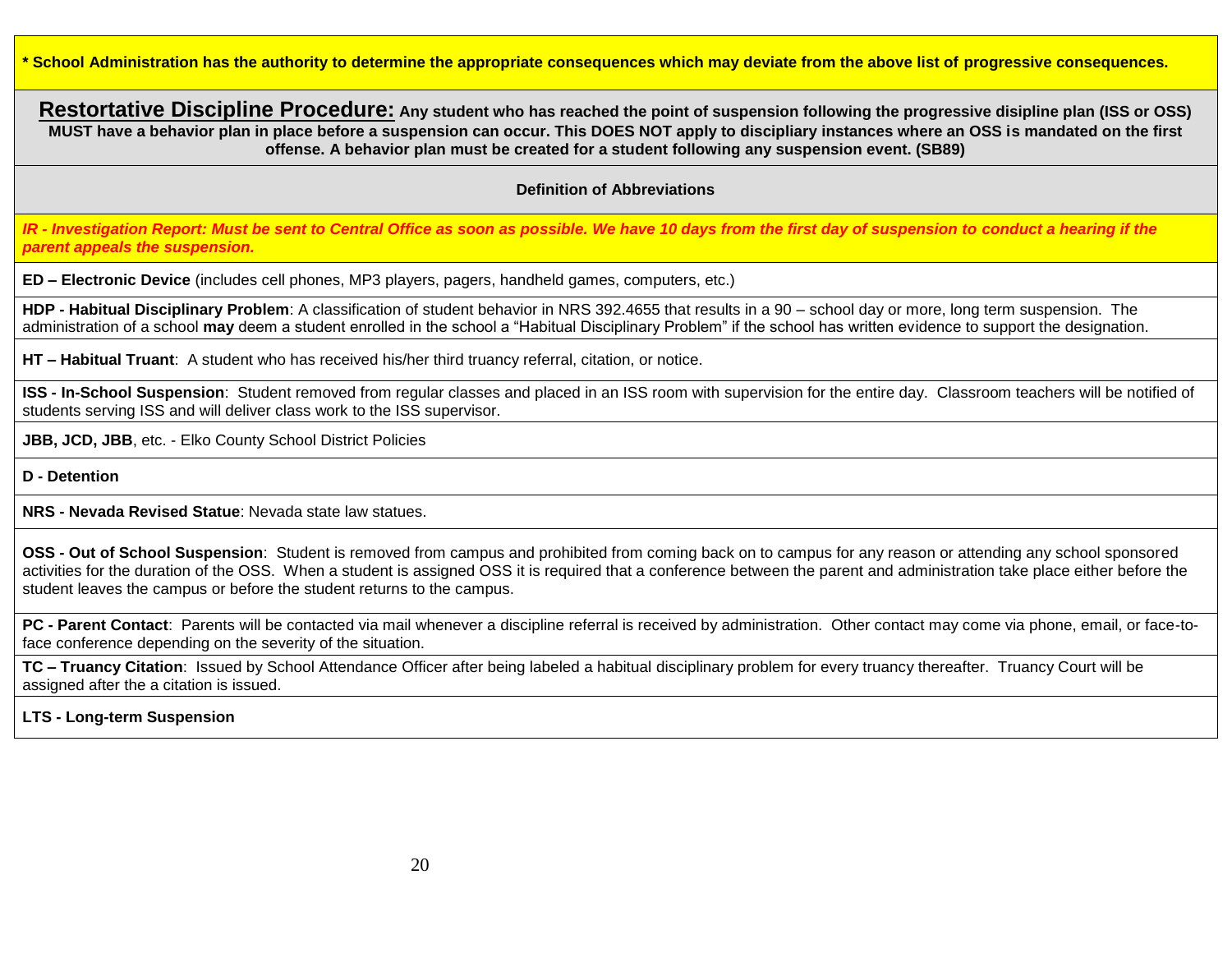**\* School Administration has the authority to determine the appropriate consequences which may deviate from the above list of progressive consequences.**

**Restortative Discipline Procedure:** **Any student who has reached the point of suspension following the progressive disipline plan (ISS or OSS) MUST have a behavior plan in place before a suspension can occur. This DOES NOT apply to discipliary instances where an OSS is mandated on the first offense. A behavior plan must be created for a student following any suspension event. (SB89)**

### Definition of Abbreviations

***IR - Investigation Report: Must be sent to Central Office as soon as possible. We have 10 days from the first day of suspension to conduct a hearing if the parent appeals the suspension.***

**ED – Electronic Device** (includes cell phones, MP3 players, pagers, handheld games, computers, etc.)

**HDP - Habitual Disciplinary Problem**: A classification of student behavior in NRS 392.4655 that results in a 90 – school day or more, long term suspension. The administration of a school **may** deem a student enrolled in the school a "Habitual Disciplinary Problem" if the school has written evidence to support the designation.

**HT – Habitual Truant**: A student who has received his/her third truancy referral, citation, or notice.

**ISS - In-School Suspension**: Student removed from regular classes and placed in an ISS room with supervision for the entire day. Classroom teachers will be notified of students serving ISS and will deliver class work to the ISS supervisor.

**JBB, JCD, JBB**, etc. - Elko County School District Policies

**D - Detention**

**NRS - Nevada Revised Statue**: Nevada state law statues.

**OSS - Out of School Suspension**: Student is removed from campus and prohibited from coming back on to campus for any reason or attending any school sponsored activities for the duration of the OSS. When a student is assigned OSS it is required that a conference between the parent and administration take place either before the student leaves the campus or before the student returns to the campus.

**PC - Parent Contact**: Parents will be contacted via mail whenever a discipline referral is received by administration. Other contact may come via phone, email, or face-to-face conference depending on the severity of the situation.

**TC – Truancy Citation**: Issued by School Attendance Officer after being labeled a habitual disciplinary problem for every truancy thereafter. Truancy Court will be assigned after the a citation is issued.

**LTS - Long-term Suspension**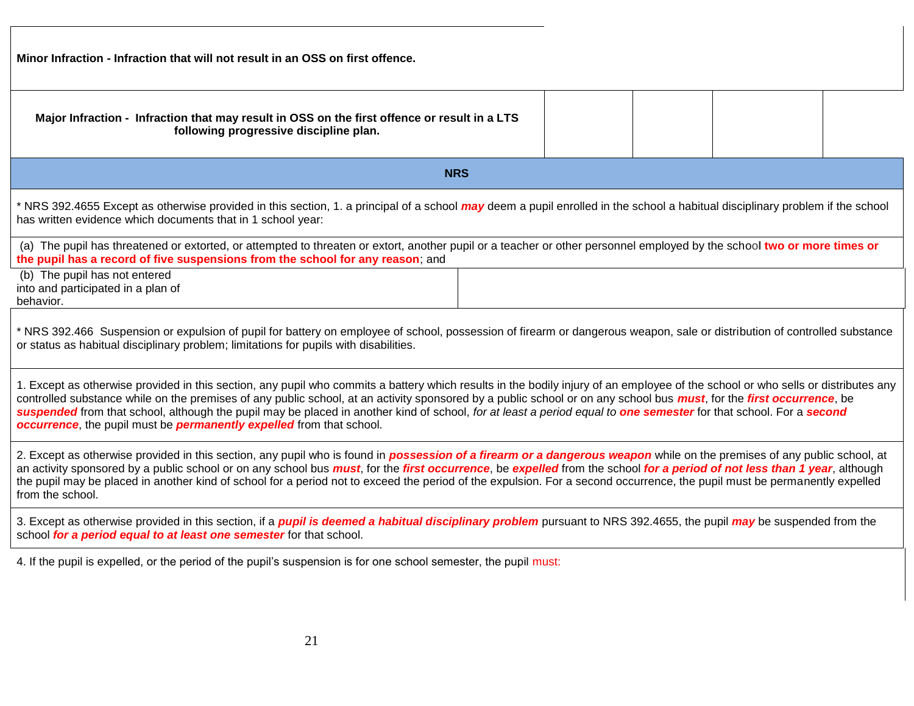**Minor Infraction - Infraction that will not result in an OSS on first offence.**

| **Major Infraction - Infraction that may result in OSS on the first offence or result in a LTS following progressive discipline plan.** | | | | |
|---|---|---|---|---|

**NRS**

* NRS 392.4655 Except as otherwise provided in this section, 1. a principal of a school ***may*** deem a pupil enrolled in the school a habitual disciplinary problem if the school has written evidence which documents that in 1 school year:

(a) The pupil has threatened or extorted, or attempted to threaten or extort, another pupil or a teacher or other personnel employed by the school **two or more times or the pupil has a record of five suspensions from the school for any reason**; and

(b) The pupil has not entered into and participated in a plan of behavior.

* NRS 392.466 Suspension or expulsion of pupil for battery on employee of school, possession of firearm or dangerous weapon, sale or distribution of controlled substance or status as habitual disciplinary problem; limitations for pupils with disabilities.

1. Except as otherwise provided in this section, any pupil who commits a battery which results in the bodily injury of an employee of the school or who sells or distributes any controlled substance while on the premises of any public school, at an activity sponsored by a public school or on any school bus ***must***, for the ***first occurrence***, be ***suspended*** from that school, although the pupil may be placed in another kind of school, *for at least a period equal to* ***one semester*** for that school. For a ***second occurrence***, the pupil must be ***permanently expelled*** from that school.

2. Except as otherwise provided in this section, any pupil who is found in ***possession of a firearm or a dangerous weapon*** while on the premises of any public school, at an activity sponsored by a public school or on any school bus ***must***, for the ***first occurrence***, be ***expelled*** from the school ***for a period of not less than 1 year***, although the pupil may be placed in another kind of school for a period not to exceed the period of the expulsion. For a second occurrence, the pupil must be permanently expelled from the school.

3. Except as otherwise provided in this section, if a ***pupil is deemed a habitual disciplinary problem*** pursuant to NRS 392.4655, the pupil ***may*** be suspended from the school ***for a period equal to at least one semester*** for that school.

4. If the pupil is expelled, or the period of the pupil's suspension is for one school semester, the pupil must: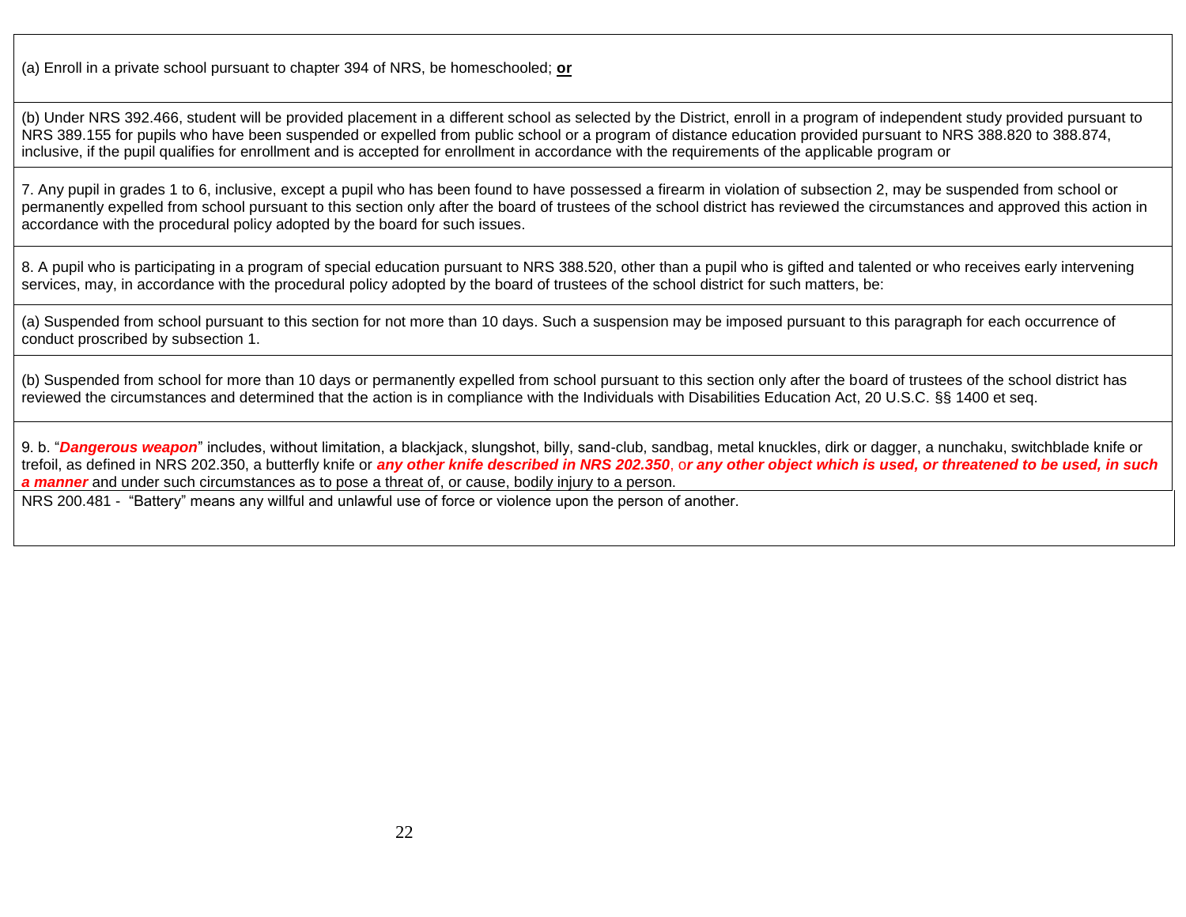| |
|---|
| (a) Enroll in a private school pursuant to chapter 394 of NRS, be homeschooled; <u>**or**</u> |
| (b) Under NRS 392.466, student will be provided placement in a different school as selected by the District, enroll in a program of independent study provided pursuant to NRS 389.155 for pupils who have been suspended or expelled from public school or a program of distance education provided pursuant to NRS 388.820 to 388.874, inclusive, if the pupil qualifies for enrollment and is accepted for enrollment in accordance with the requirements of the applicable program or |
| 7. Any pupil in grades 1 to 6, inclusive, except a pupil who has been found to have possessed a firearm in violation of subsection 2, may be suspended from school or permanently expelled from school pursuant to this section only after the board of trustees of the school district has reviewed the circumstances and approved this action in accordance with the procedural policy adopted by the board for such issues. |
| 8. A pupil who is participating in a program of special education pursuant to NRS 388.520, other than a pupil who is gifted and talented or who receives early intervening services, may, in accordance with the procedural policy adopted by the board of trustees of the school district for such matters, be: |
| (a) Suspended from school pursuant to this section for not more than 10 days. Such a suspension may be imposed pursuant to this paragraph for each occurrence of conduct proscribed by subsection 1. |
| (b) Suspended from school for more than 10 days or permanently expelled from school pursuant to this section only after the board of trustees of the school district has reviewed the circumstances and determined that the action is in compliance with the Individuals with Disabilities Education Act, 20 U.S.C. §§ 1400 et seq. |
| 9. b. "***Dangerous weapon***" includes, without limitation, a blackjack, slungshot, billy, sand-club, sandbag, metal knuckles, dirk or dagger, a nunchaku, switchblade knife or trefoil, as defined in NRS 202.350, a butterfly knife or ***any other knife described in NRS 202.350***, o***r any other object which is used, or threatened to be used, in such a manner*** and under such circumstances as to pose a threat of, or cause, bodily injury to a person. |
| NRS 200.481 - "Battery" means any willful and unlawful use of force or violence upon the person of another. |